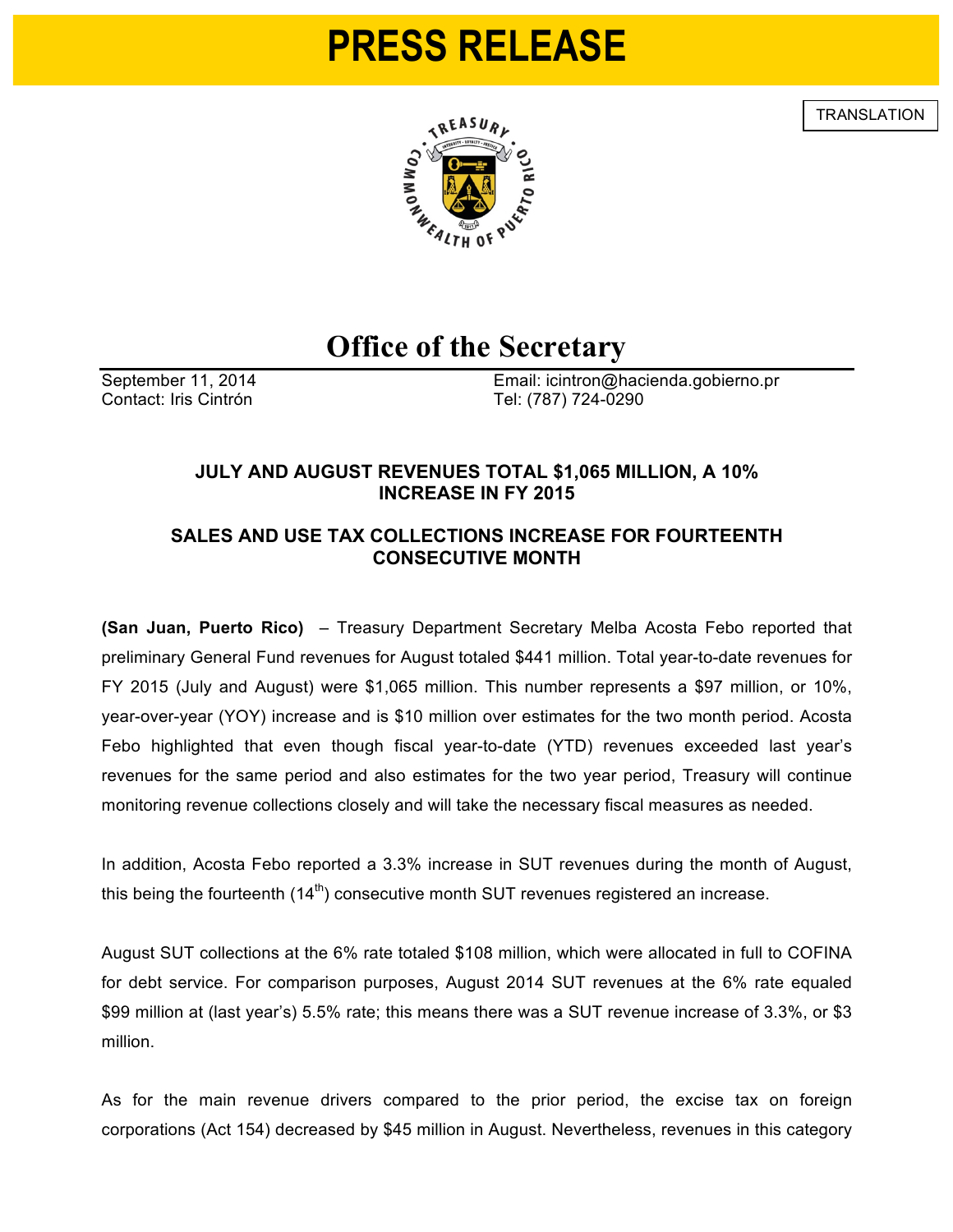# PRESS RELEASE

TRANSLATION

## Office of the Secretary

September 11, 2014
Contact: Iris Cintrón

Email: icintron@hacienda.gobierno.pr
Tel: (787) 724-0290

### JULY AND AUGUST REVENUES TOTAL $1,065 MILLION, A 10% INCREASE IN FY 2015

### SALES AND USE TAX COLLECTIONS INCREASE FOR FOURTEENTH CONSECUTIVE MONTH

**(San Juan, Puerto Rico)** – Treasury Department Secretary Melba Acosta Febo reported that preliminary General Fund revenues for August totaled $441 million. Total year-to-date revenues for FY 2015 (July and August) were $1,065 million. This number represents a $97 million, or 10%, year-over-year (YOY) increase and is $10 million over estimates for the two month period. Acosta Febo highlighted that even though fiscal year-to-date (YTD) revenues exceeded last year's revenues for the same period and also estimates for the two year period, Treasury will continue monitoring revenue collections closely and will take the necessary fiscal measures as needed.

In addition, Acosta Febo reported a 3.3% increase in SUT revenues during the month of August, this being the fourteenth (14th) consecutive month SUT revenues registered an increase.

August SUT collections at the 6% rate totaled $108 million, which were allocated in full to COFINA for debt service. For comparison purposes, August 2014 SUT revenues at the 6% rate equaled $99 million at (last year's) 5.5% rate; this means there was a SUT revenue increase of 3.3%, or $3 million.

As for the main revenue drivers compared to the prior period, the excise tax on foreign corporations (Act 154) decreased by $45 million in August. Nevertheless, revenues in this category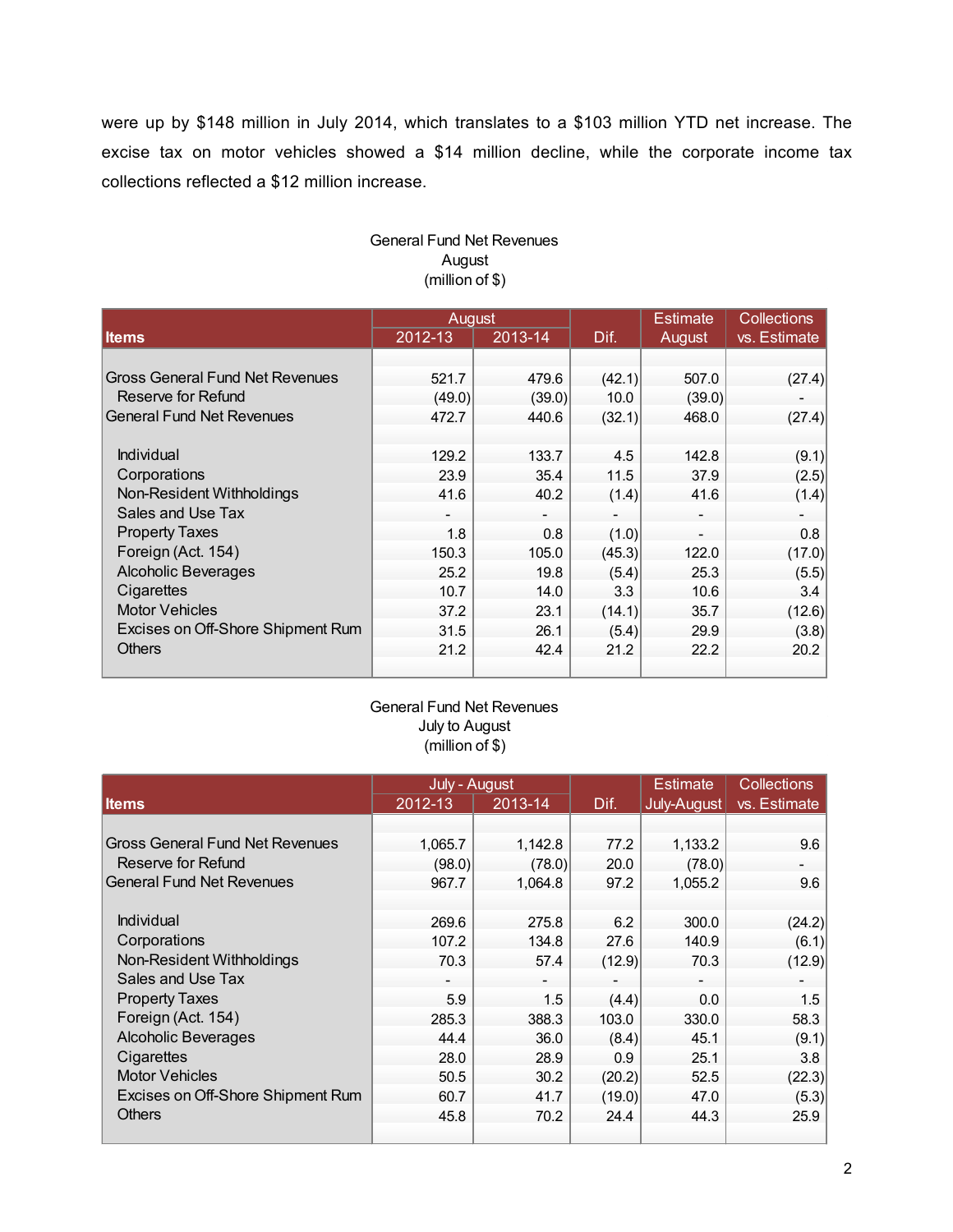were up by $148 million in July 2014, which translates to a $103 million YTD net increase. The excise tax on motor vehicles showed a $14 million decline, while the corporate income tax collections reflected a $12 million increase.

General Fund Net Revenues
August
(million of $)

| Items | August | | Dif. | Estimate August | Collections vs. Estimate |
|---|---|---|---|---|---|
| | 2012-13 | 2013-14 | | | |
| Gross General Fund Net Revenues | 521.7 | 479.6 | (42.1) | 507.0 | (27.4) |
| Reserve for Refund | (49.0) | (39.0) | 10.0 | (39.0) | - |
| General Fund Net Revenues | 472.7 | 440.6 | (32.1) | 468.0 | (27.4) |
| Individual | 129.2 | 133.7 | 4.5 | 142.8 | (9.1) |
| Corporations | 23.9 | 35.4 | 11.5 | 37.9 | (2.5) |
| Non-Resident Withholdings | 41.6 | 40.2 | (1.4) | 41.6 | (1.4) |
| Sales and Use Tax | - | - | - | - | - |
| Property Taxes | 1.8 | 0.8 | (1.0) | - | 0.8 |
| Foreign (Act. 154) | 150.3 | 105.0 | (45.3) | 122.0 | (17.0) |
| Alcoholic Beverages | 25.2 | 19.8 | (5.4) | 25.3 | (5.5) |
| Cigarettes | 10.7 | 14.0 | 3.3 | 10.6 | 3.4 |
| Motor Vehicles | 37.2 | 23.1 | (14.1) | 35.7 | (12.6) |
| Excises on Off-Shore Shipment Rum | 31.5 | 26.1 | (5.4) | 29.9 | (3.8) |
| Others | 21.2 | 42.4 | 21.2 | 22.2 | 20.2 |

General Fund Net Revenues
July to August
(million of $)

| Items | July - August | | Dif. | Estimate July-August | Collections vs. Estimate |
|---|---|---|---|---|---|
| | 2012-13 | 2013-14 | | | |
| Gross General Fund Net Revenues | 1,065.7 | 1,142.8 | 77.2 | 1,133.2 | 9.6 |
| Reserve for Refund | (98.0) | (78.0) | 20.0 | (78.0) | - |
| General Fund Net Revenues | 967.7 | 1,064.8 | 97.2 | 1,055.2 | 9.6 |
| Individual | 269.6 | 275.8 | 6.2 | 300.0 | (24.2) |
| Corporations | 107.2 | 134.8 | 27.6 | 140.9 | (6.1) |
| Non-Resident Withholdings | 70.3 | 57.4 | (12.9) | 70.3 | (12.9) |
| Sales and Use Tax | - | - | - | - | - |
| Property Taxes | 5.9 | 1.5 | (4.4) | 0.0 | 1.5 |
| Foreign (Act. 154) | 285.3 | 388.3 | 103.0 | 330.0 | 58.3 |
| Alcoholic Beverages | 44.4 | 36.0 | (8.4) | 45.1 | (9.1) |
| Cigarettes | 28.0 | 28.9 | 0.9 | 25.1 | 3.8 |
| Motor Vehicles | 50.5 | 30.2 | (20.2) | 52.5 | (22.3) |
| Excises on Off-Shore Shipment Rum | 60.7 | 41.7 | (19.0) | 47.0 | (5.3) |
| Others | 45.8 | 70.2 | 24.4 | 44.3 | 25.9 |